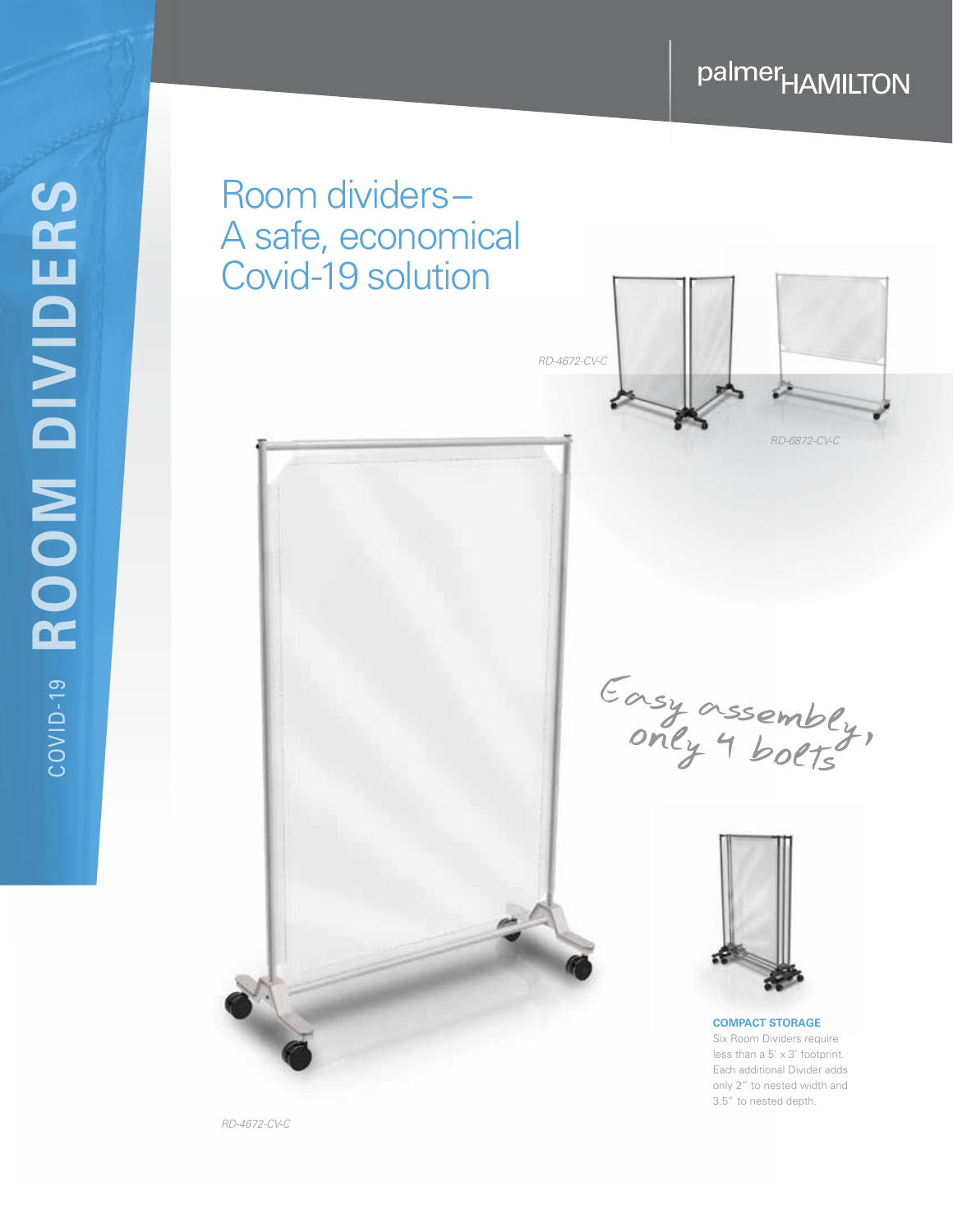COVID-19 **ROOM DIVIDERS**

palmer HAMILTON

# Room dividers– A safe, economical Covid-19 solution

*RD-4672-CV-C*

*RD-6872-CV-C*

Easy assembly, only 4 bolts!

**COMPACT STORAGE**

Six Room Dividers require less than a 5' x 3' footprint. Each additional Divider adds only 2" to nested width and 3.5" to nested depth.

*RD-4672-CV-C*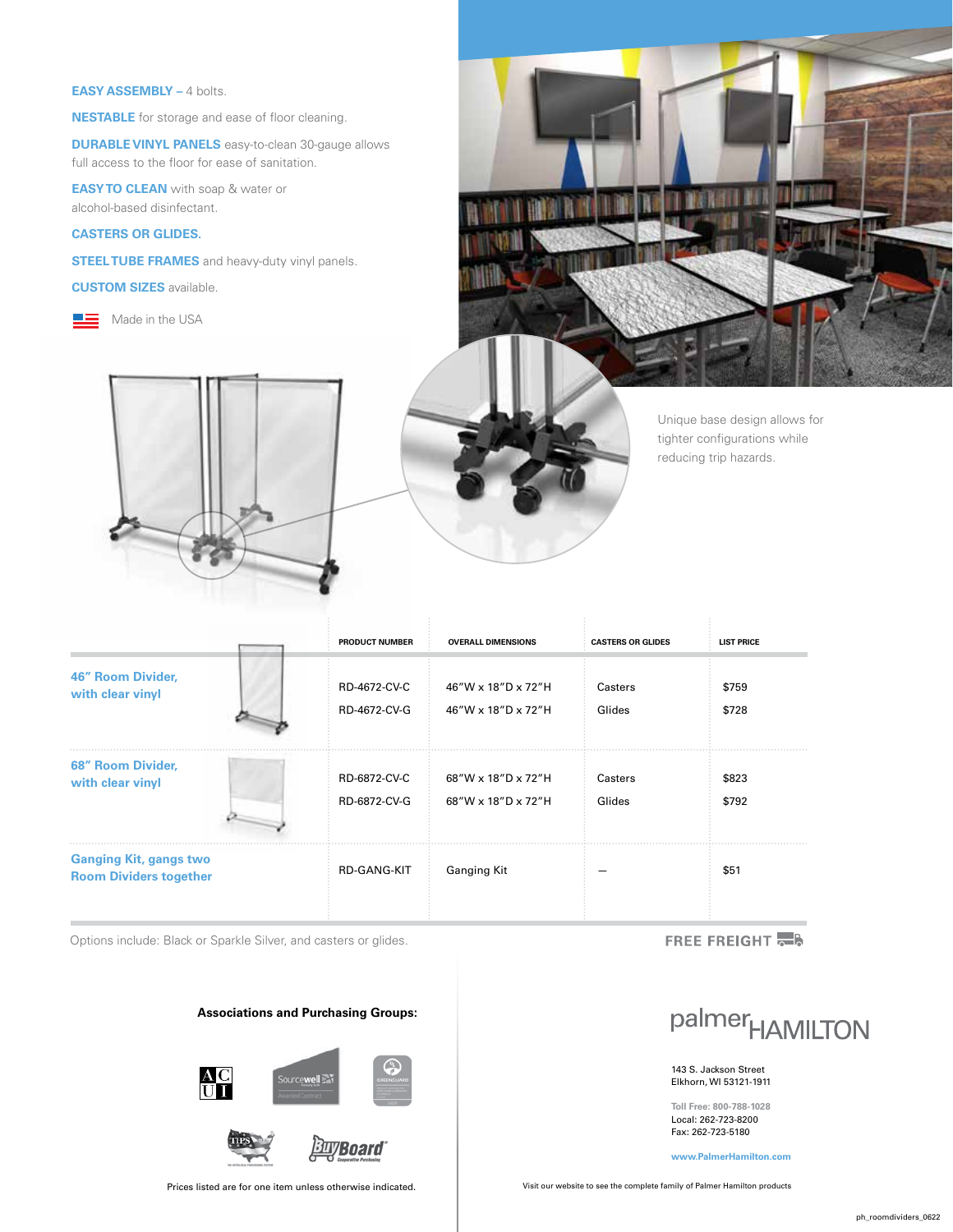**EASY ASSEMBLY –** 4 bolts.

**NESTABLE** for storage and ease of floor cleaning.

**DURABLE VINYL PANELS** easy-to-clean 30-gauge allows full access to the floor for ease of sanitation.

**EASY TO CLEAN** with soap & water or alcohol-based disinfectant.

**CASTERS OR GLIDES.**

**STEEL TUBE FRAMES** and heavy-duty vinyl panels.

**CUSTOM SIZES** available.

Made in the USA

Unique base design allows for tighter configurations while reducing trip hazards.

| | PRODUCT NUMBER | OVERALL DIMENSIONS | CASTERS OR GLIDES | LIST PRICE |
|---|---|---|---|---|
| **46″ Room Divider, with clear vinyl** | RD-4672-CV-C | 46″W x 18″D x 72″H | Casters | $759 |
| | RD-4672-CV-G | 46″W x 18″D x 72″H | Glides | $728 |
| **68″ Room Divider, with clear vinyl** | RD-6872-CV-C | 68″W x 18″D x 72″H | Casters | $823 |
| | RD-6872-CV-G | 68″W x 18″D x 72″H | Glides | $792 |
| **Ganging Kit, gangs two Room Dividers together** | RD-GANG-KIT | Ganging Kit | — | $51 |

Options include: Black or Sparkle Silver, and casters or glides.

**FREE FREIGHT**

**Associations and Purchasing Groups:**

Prices listed are for one item unless otherwise indicated.

palmerHAMILTON

143 S. Jackson Street
Elkhorn, WI 53121-1911

Toll Free: 800-788-1028
Local: 262-723-8200
Fax: 262-723-5180

www.PalmerHamilton.com

Visit our website to see the complete family of Palmer Hamilton products

ph_roomdividers_0622